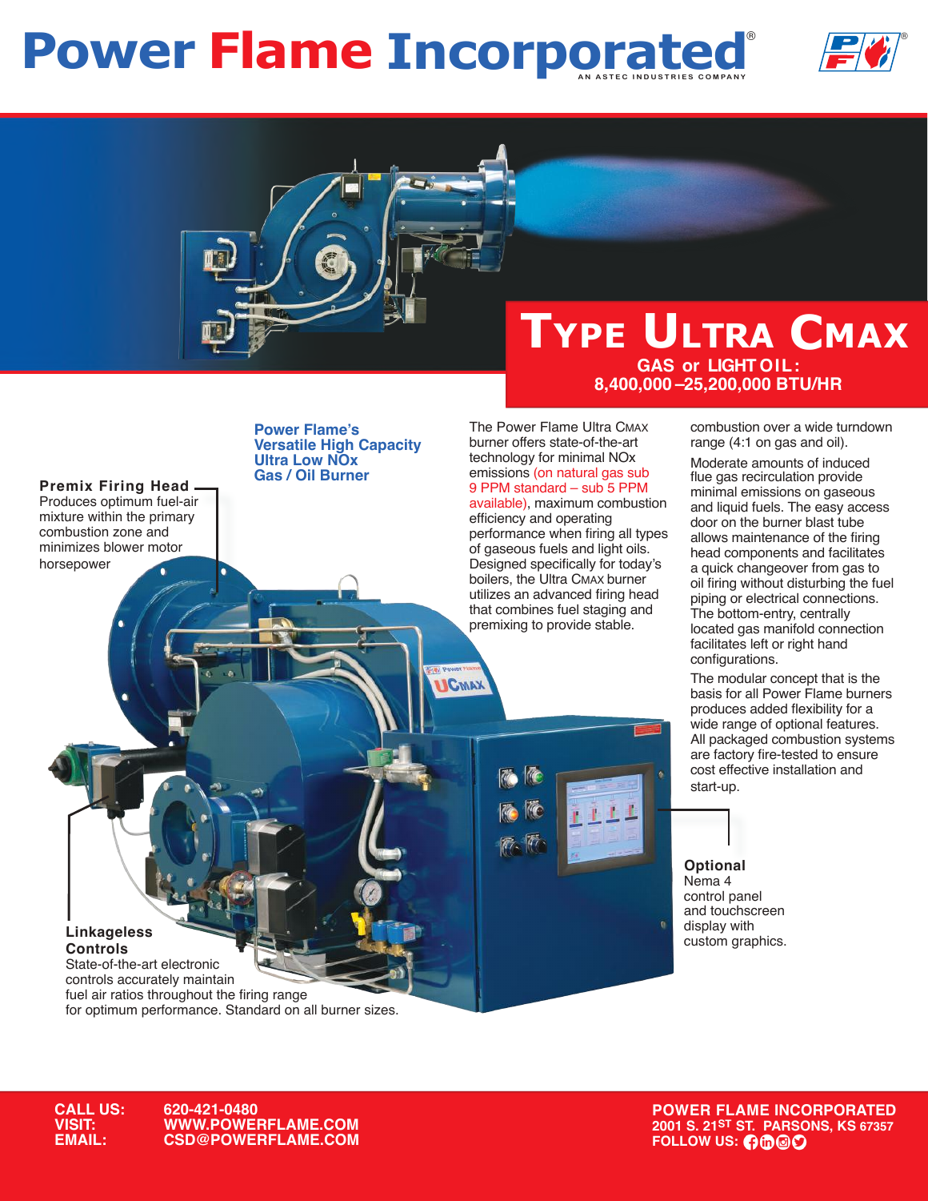# Power Flame Incorporated®

AN ASTEC INDUSTRIES COMPANY

## TYPE ULTRA CMAX

**GAS or LIGHT OIL:**
**8,400,000–25,200,000 BTU/HR**

### Power Flame's Versatile High Capacity Ultra Low NOx Gas / Oil Burner

**Premix Firing Head**
Produces optimum fuel-air mixture within the primary combustion zone and minimizes blower motor horsepower

The Power Flame Ultra CMAX burner offers state-of-the-art technology for minimal NOx emissions (on natural gas sub 9 PPM standard – sub 5 PPM available), maximum combustion efficiency and operating performance when firing all types of gaseous fuels and light oils. Designed specifically for today's boilers, the Ultra CMAX burner utilizes an advanced firing head that combines fuel staging and premixing to provide stable combustion over a wide turndown range (4:1 on gas and oil).

Moderate amounts of induced flue gas recirculation provide minimal emissions on gaseous and liquid fuels. The easy access door on the burner blast tube allows maintenance of the firing head components and facilitates a quick changeover from gas to oil firing without disturbing the fuel piping or electrical connections. The bottom-entry, centrally located gas manifold connection facilitates left or right hand configurations.

The modular concept that is the basis for all Power Flame burners produces added flexibility for a wide range of optional features. All packaged combustion systems are factory fire-tested to ensure cost effective installation and start-up.

**Optional**
Nema 4 control panel and touchscreen display with custom graphics.

**Linkageless Controls**
State-of-the-art electronic controls accurately maintain fuel air ratios throughout the firing range for optimum performance. Standard on all burner sizes.

**CALL US:** 620-421-0480
**VISIT:** WWW.POWERFLAME.COM
**EMAIL:** CSD@POWERFLAME.COM

**POWER FLAME INCORPORATED**
**2001 S. 21ST ST. PARSONS, KS 67357**
**FOLLOW US:**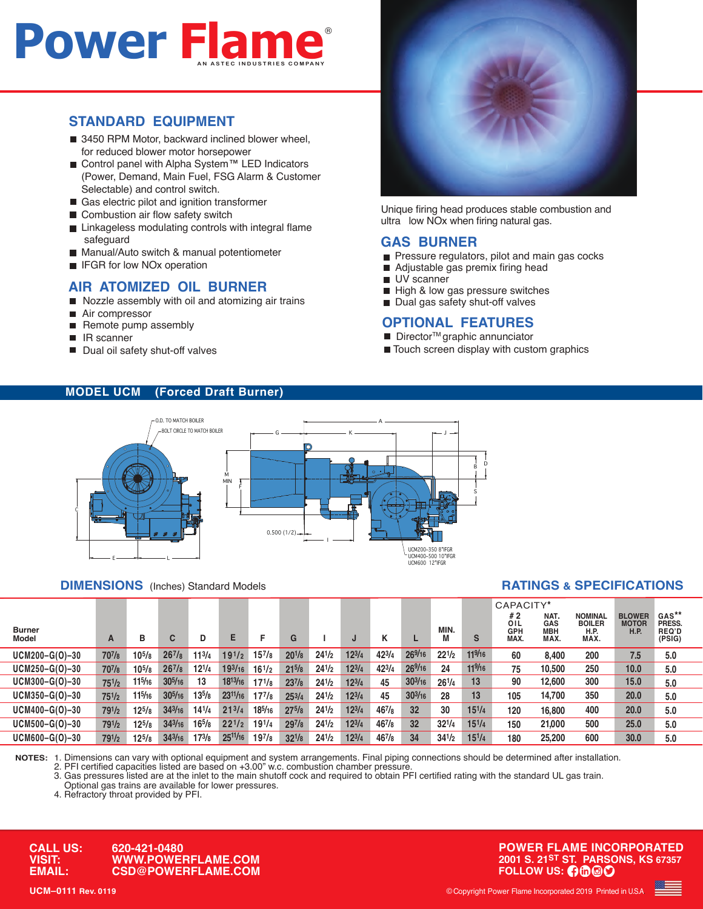# Power Flame®

AN ASTEC INDUSTRIES COMPANY

## STANDARD EQUIPMENT

- 3450 RPM Motor, backward inclined blower wheel, for reduced blower motor horsepower
- Control panel with Alpha System™ LED Indicators (Power, Demand, Main Fuel, FSG Alarm & Customer Selectable) and control switch.
- Gas electric pilot and ignition transformer
- Combustion air flow safety switch
- Linkageless modulating controls with integral flame safeguard
- Manual/Auto switch & manual potentiometer
- IFGR for low NOx operation

## AIR ATOMIZED OIL BURNER

- Nozzle assembly with oil and atomizing air trains
- Air compressor
- Remote pump assembly
- IR scanner
- Dual oil safety shut-off valves

Unique firing head produces stable combustion and ultra low NOx when firing natural gas.

## GAS BURNER

- Pressure regulators, pilot and main gas cocks
- Adjustable gas premix firing head
- UV scanner
- High & low gas pressure switches
- Dual gas safety shut-off valves

## OPTIONAL FEATURES

- Director™ graphic annunciator
- Touch screen display with custom graphics

## MODEL UCM (Forced Draft Burner)

O.D. TO MATCH BOILER
BOLT CIRCLE TO MATCH BOILER
A
G
K
J
B
D
S
M MIN
F
C
E
L
I
0.500 (1/2)
UCM200-350 8"IFGR
UCM400-500 10"IFGR
UCM600 12"IFGR

## DIMENSIONS (Inches) Standard Models / RATINGS & SPECIFICATIONS

| Burner Model | A | B | C | D | E | F | G | I | J | K | L | MIN. M | S | CAPACITY* # 2 OIL GPH MAX. | NAT. GAS MBH MAX. | NOMINAL BOILER H.P. MAX. | BLOWER MOTOR H.P. | GAS** PRESS. REQ'D (PSIG) |
|---|---|---|---|---|---|---|---|---|---|---|---|---|---|---|---|---|---|---|
| UCM200-G(O)-30 | 70 7/8 | 10 5/8 | 26 7/8 | 11 3/4 | 19 1/2 | 15 7/8 | 20 1/8 | 24 1/2 | 12 3/4 | 42 3/4 | 26 9/16 | 22 1/2 | 11 9/16 | 60 | 8,400 | 200 | 7.5 | 5.0 |
| UCM250-G(O)-30 | 70 7/8 | 10 5/8 | 26 7/8 | 12 1/4 | 19 3/16 | 16 1/2 | 21 5/8 | 24 1/2 | 12 3/4 | 42 3/4 | 26 9/16 | 24 | 11 9/16 | 75 | 10,500 | 250 | 10.0 | 5.0 |
| UCM300-G(O)-30 | 75 1/2 | 11 5/16 | 30 5/16 | 13 | 18 13/16 | 17 1/8 | 23 7/8 | 24 1/2 | 12 3/4 | 45 | 30 3/16 | 26 1/4 | 13 | 90 | 12,600 | 300 | 15.0 | 5.0 |
| UCM350-G(O)-30 | 75 1/2 | 11 5/16 | 30 5/16 | 13 5/8 | 23 11/16 | 17 7/8 | 25 3/4 | 24 1/2 | 12 3/4 | 45 | 30 3/16 | 28 | 13 | 105 | 14,700 | 350 | 20.0 | 5.0 |
| UCM400-G(O)-30 | 79 1/2 | 12 5/8 | 34 3/16 | 14 1/4 | 21 3/4 | 18 5/16 | 27 5/8 | 24 1/2 | 12 3/4 | 46 7/8 | 32 | 30 | 15 1/4 | 120 | 16,800 | 400 | 20.0 | 5.0 |
| UCM500-G(O)-30 | 79 1/2 | 12 5/8 | 34 3/16 | 16 5/8 | 22 1/2 | 19 1/4 | 29 7/8 | 24 1/2 | 12 3/4 | 46 7/8 | 32 | 32 1/4 | 15 1/4 | 150 | 21,000 | 500 | 25.0 | 5.0 |
| UCM600-G(O)-30 | 79 1/2 | 12 5/8 | 34 3/16 | 17 3/8 | 25 11/16 | 19 7/8 | 32 1/8 | 24 1/2 | 12 3/4 | 46 7/8 | 34 | 34 1/2 | 15 1/4 | 180 | 25,200 | 600 | 30.0 | 5.0 |

**NOTES:**
1. Dimensions can vary with optional equipment and system arrangements. Final piping connections should be determined after installation.
2. PFI certified capacities listed are based on +3.00" w.c. combustion chamber pressure.
3. Gas pressures listed are at the inlet to the main shutoff cock and required to obtain PFI certified rating with the standard UL gas train. Optional gas trains are available for lower pressures.
4. Refractory throat provided by PFI.

**CALL US:** 620-421-0480
**VISIT:** WWW.POWERFLAME.COM
**EMAIL:** CSD@POWERFLAME.COM

**POWER FLAME INCORPORATED**
**2001 S. 21ST ST. PARSONS, KS 67357**
**FOLLOW US:**

UCM–0111 Rev. 0119

©Copyright Power Flame Incorporated 2019 Printed in U.S.A